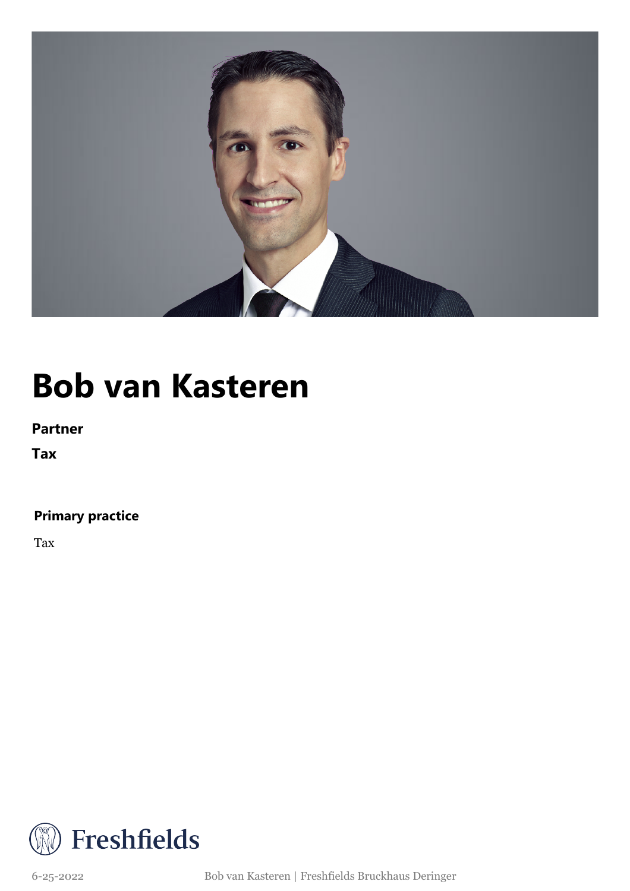# Bob van Kasteren

**Partner**

**Tax**

**Primary practice**

Tax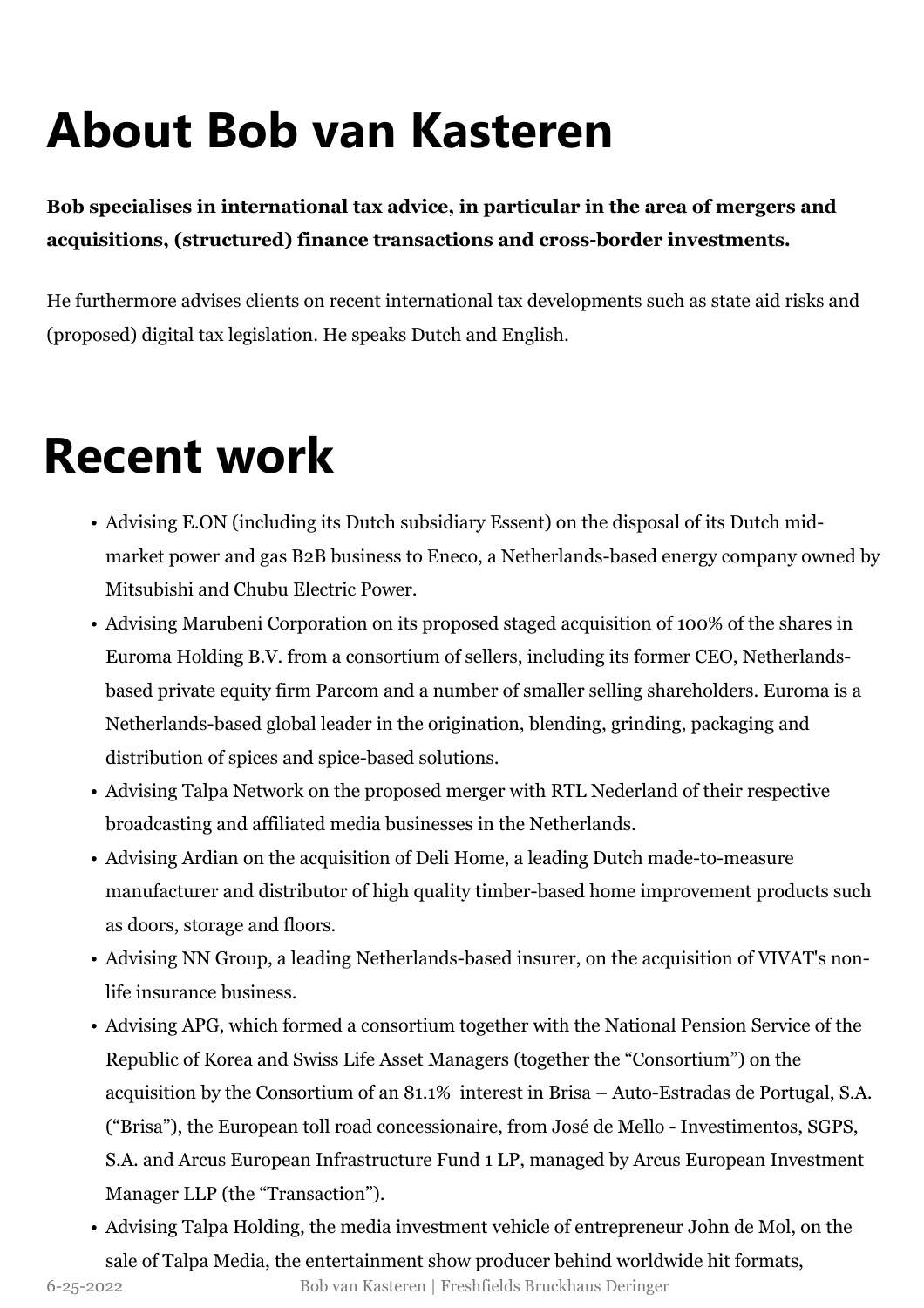# About Bob van Kasteren

**Bob specialises in international tax advice, in particular in the area of mergers and acquisitions, (structured) finance transactions and cross-border investments.**

He furthermore advises clients on recent international tax developments such as state aid risks and (proposed) digital tax legislation. He speaks Dutch and English.

# Recent work

- Advising E.ON (including its Dutch subsidiary Essent) on the disposal of its Dutch mid-market power and gas B2B business to Eneco, a Netherlands-based energy company owned by Mitsubishi and Chubu Electric Power.
- Advising Marubeni Corporation on its proposed staged acquisition of 100% of the shares in Euroma Holding B.V. from a consortium of sellers, including its former CEO, Netherlands-based private equity firm Parcom and a number of smaller selling shareholders. Euroma is a Netherlands-based global leader in the origination, blending, grinding, packaging and distribution of spices and spice-based solutions.
- Advising Talpa Network on the proposed merger with RTL Nederland of their respective broadcasting and affiliated media businesses in the Netherlands.
- Advising Ardian on the acquisition of Deli Home, a leading Dutch made-to-measure manufacturer and distributor of high quality timber-based home improvement products such as doors, storage and floors.
- Advising NN Group, a leading Netherlands-based insurer, on the acquisition of VIVAT's non-life insurance business.
- Advising APG, which formed a consortium together with the National Pension Service of the Republic of Korea and Swiss Life Asset Managers (together the "Consortium") on the acquisition by the Consortium of an 81.1% interest in Brisa – Auto-Estradas de Portugal, S.A. ("Brisa"), the European toll road concessionaire, from José de Mello - Investimentos, SGPS, S.A. and Arcus European Infrastructure Fund 1 LP, managed by Arcus European Investment Manager LLP (the "Transaction").
- Advising Talpa Holding, the media investment vehicle of entrepreneur John de Mol, on the sale of Talpa Media, the entertainment show producer behind worldwide hit formats,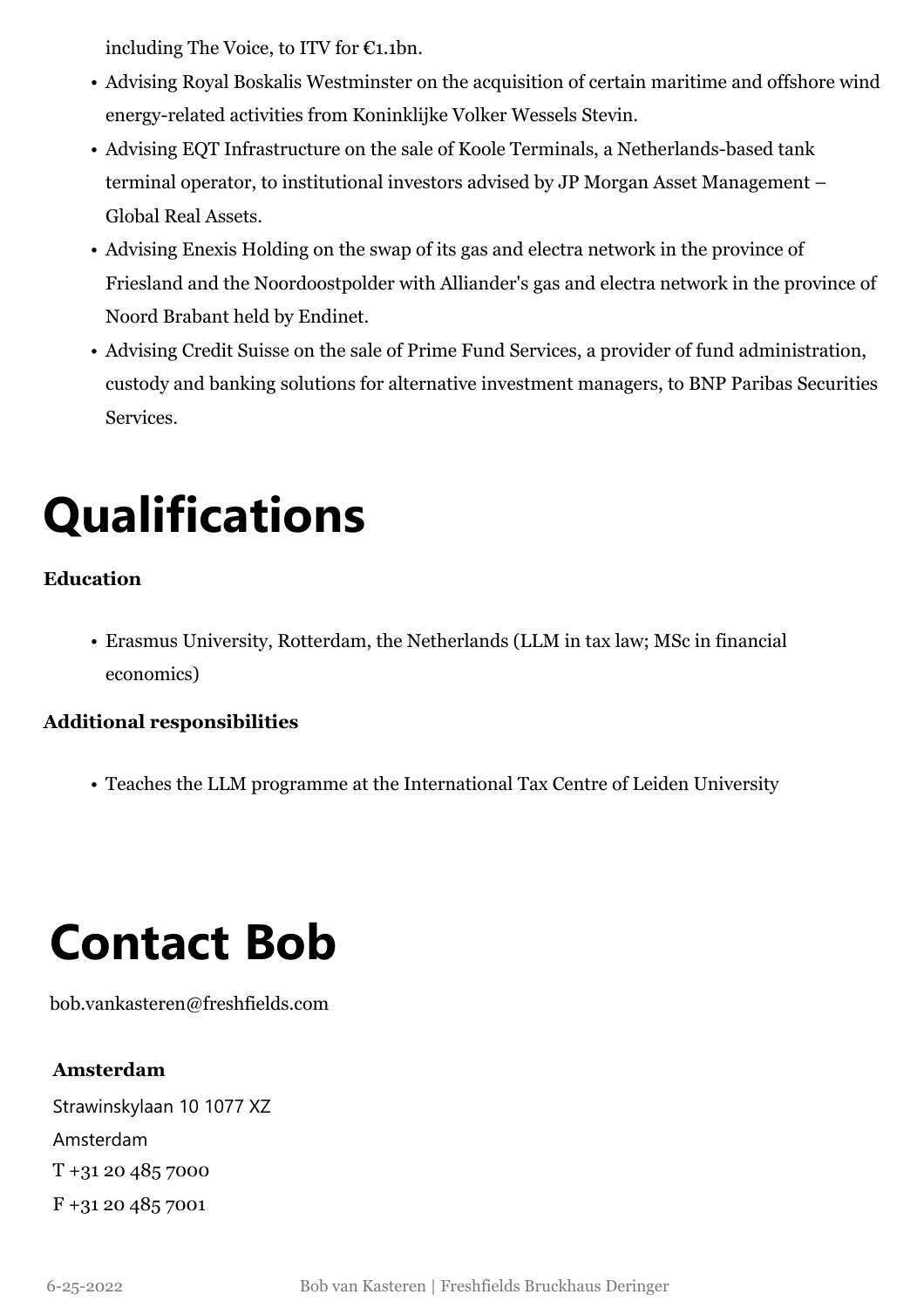including The Voice, to ITV for €1.1bn.

- Advising Royal Boskalis Westminster on the acquisition of certain maritime and offshore wind energy-related activities from Koninklijke Volker Wessels Stevin.
- Advising EQT Infrastructure on the sale of Koole Terminals, a Netherlands-based tank terminal operator, to institutional investors advised by JP Morgan Asset Management – Global Real Assets.
- Advising Enexis Holding on the swap of its gas and electra network in the province of Friesland and the Noordoostpolder with Alliander's gas and electra network in the province of Noord Brabant held by Endinet.
- Advising Credit Suisse on the sale of Prime Fund Services, a provider of fund administration, custody and banking solutions for alternative investment managers, to BNP Paribas Securities Services.

# Qualifications

**Education**

- Erasmus University, Rotterdam, the Netherlands (LLM in tax law; MSc in financial economics)

**Additional responsibilities**

- Teaches the LLM programme at the International Tax Centre of Leiden University

# Contact Bob

bob.vankasteren@freshfields.com

**Amsterdam**

Strawinskylaan 10 1077 XZ

Amsterdam

T +31 20 485 7000

F +31 20 485 7001